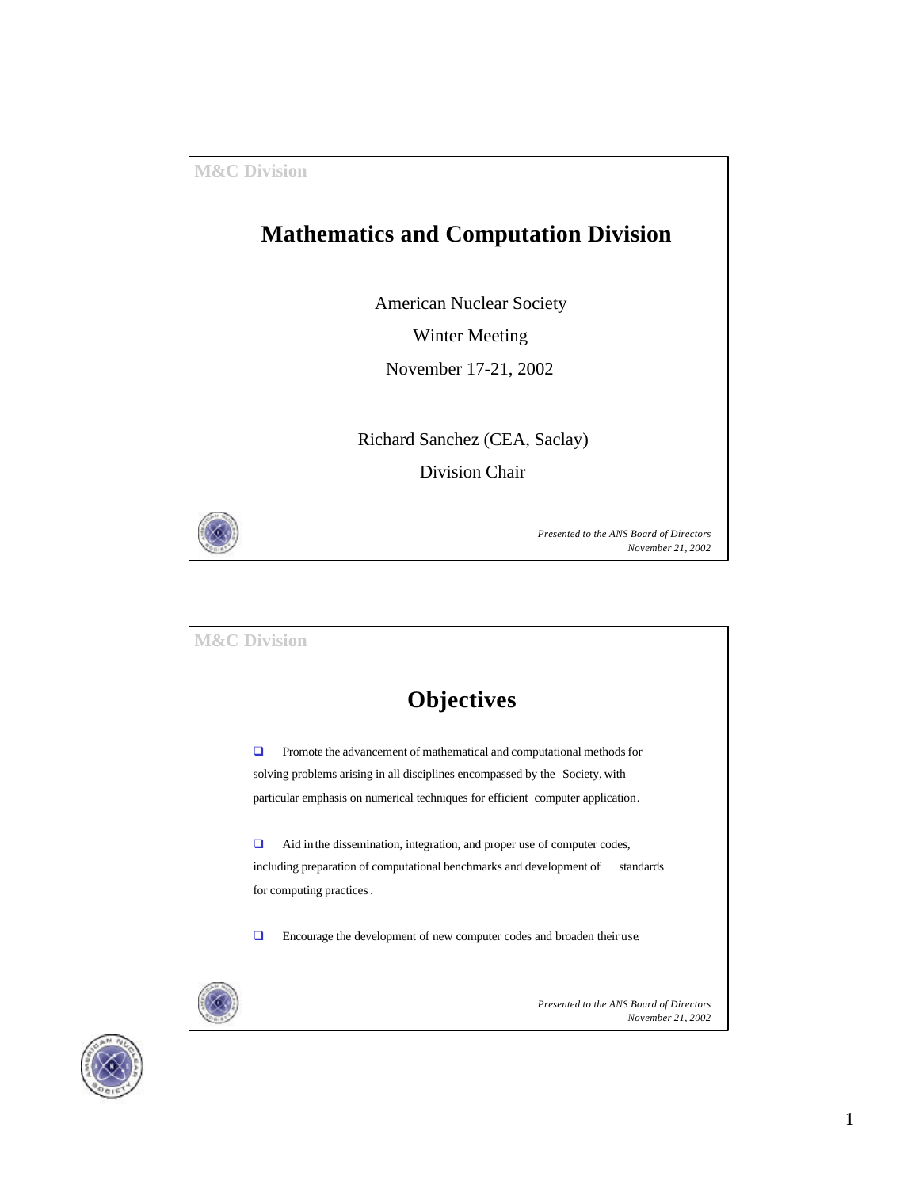M&C Division

# Mathematics and Computation Division

American Nuclear Society

Winter Meeting

November 17-21, 2002

Richard Sanchez (CEA, Saclay)

Division Chair

*Presented to the ANS Board of Directors*
*November 21, 2002*

M&C Division

## Objectives

- Promote the advancement of mathematical and computational methods for solving problems arising in all disciplines encompassed by the Society, with particular emphasis on numerical techniques for efficient computer application.

- Aid in the dissemination, integration, and proper use of computer codes, including preparation of computational benchmarks and development of standards for computing practices.

- Encourage the development of new computer codes and broaden their use.

*Presented to the ANS Board of Directors*
*November 21, 2002*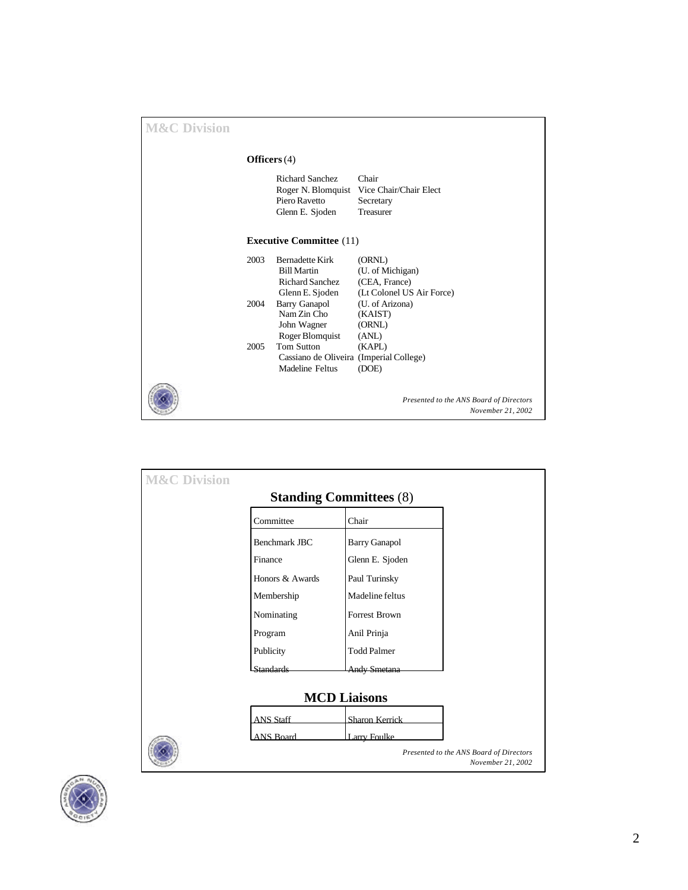## M&C Division

**Officers** (4)

| | |
|---|---|
| Richard Sanchez | Chair |
| Roger N. Blomquist | Vice Chair/Chair Elect |
| Piero Ravetto | Secretary |
| Glenn E. Sjoden | Treasurer |

**Executive Committee** (11)

| | | |
|---|---|---|
| 2003 | Bernadette Kirk | (ORNL) |
| | Bill Martin | (U. of Michigan) |
| | Richard Sanchez | (CEA, France) |
| | Glenn E. Sjoden | (Lt Colonel US Air Force) |
| 2004 | Barry Ganapol | (U. of Arizona) |
| | Nam Zin Cho | (KAIST) |
| | John Wagner | (ORNL) |
| | Roger Blomquist | (ANL) |
| 2005 | Tom Sutton | (KAPL) |
| | Cassiano de Oliveira | (Imperial College) |
| | Madeline Feltus | (DOE) |

*Presented to the ANS Board of Directors*
*November 21, 2002*

## M&C Division

### Standing Committees (8)

| Committee | Chair |
|---|---|
| Benchmark JBC | Barry Ganapol |
| Finance | Glenn E. Sjoden |
| Honors & Awards | Paul Turinsky |
| Membership | Madeline feltus |
| Nominating | Forrest Brown |
| Program | Anil Prinja |
| Publicity | Todd Palmer |
| Standards | Andy Smetana |

### MCD Liaisons

| | |
|---|---|
| ANS Staff | Sharon Kerrick |
| ANS Board | Larry Foulke |

*Presented to the ANS Board of Directors*
*November 21, 2002*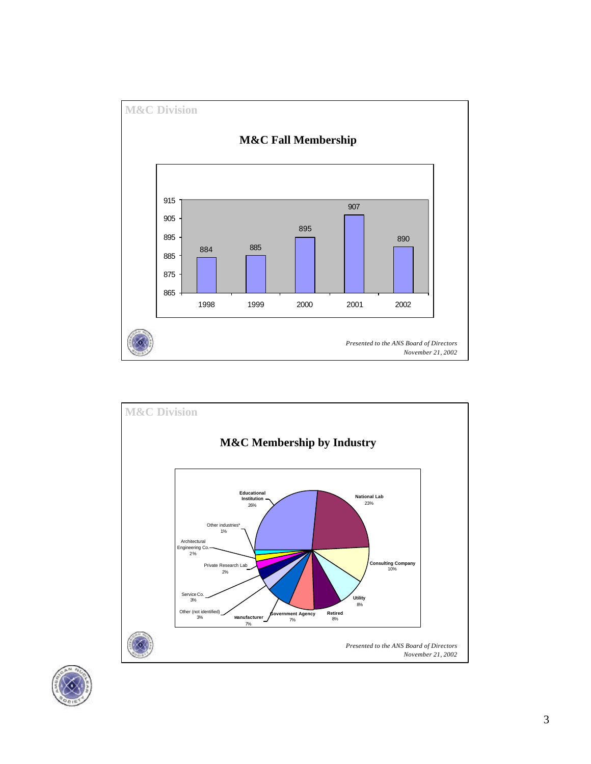## M&C Division

### M&C Fall Membership

| Year | Membership |
|---|---|
| 1998 | 884 |
| 1999 | 885 |
| 2000 | 895 |
| 2001 | 907 |
| 2002 | 890 |

*Presented to the ANS Board of Directors*
*November 21, 2002*

## M&C Division

### M&C Membership by Industry

| Industry | Percentage |
|---|---|
| Educational Institution | 26% |
| National Lab | 23% |
| Consulting Company | 10% |
| Utility | 8% |
| Retired | 8% |
| Government Agency | 7% |
| Manufacturer | 7% |
| Other (not identified) | 3% |
| Service Co. | 3% |
| Private Research Lab | 2% |
| Architectural Engineering Co. | 2% |
| Other industries* | 1% |

*Presented to the ANS Board of Directors*
*November 21, 2002*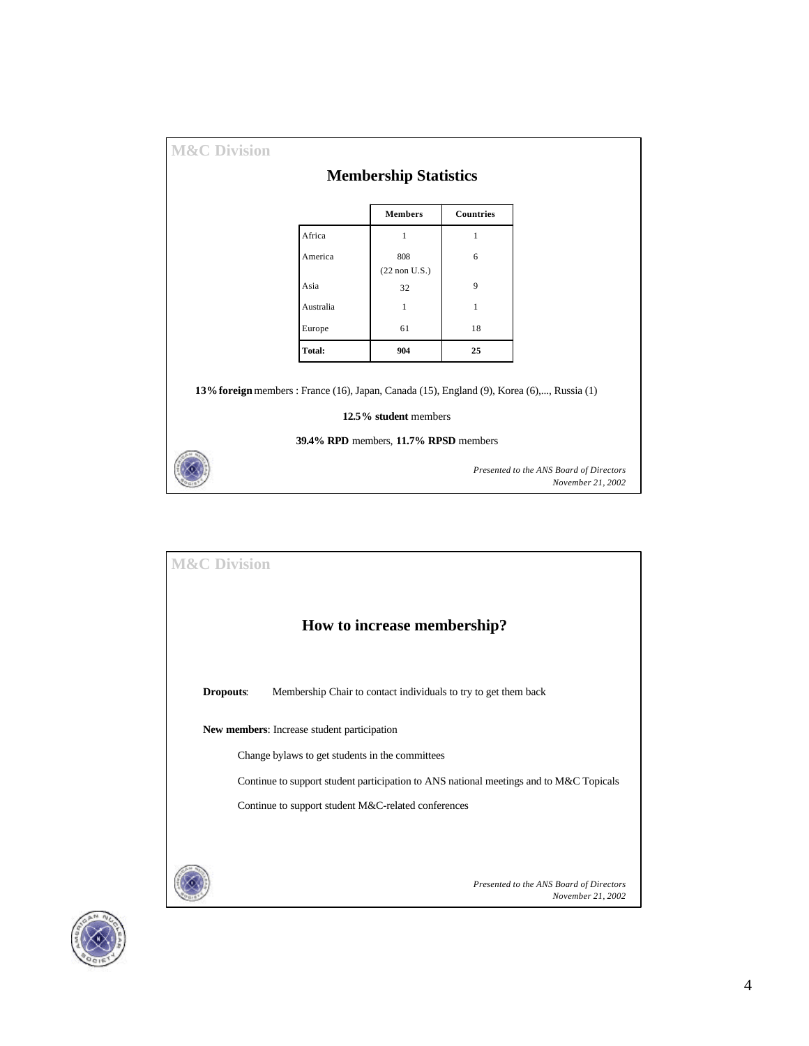M&C Division

## Membership Statistics

| | Members | Countries |
|---|---|---|
| Africa | 1 | 1 |
| America | 808 (22 non U.S.) | 6 |
| Asia | 32 | 9 |
| Australia | 1 | 1 |
| Europe | 61 | 18 |
| **Total:** | **904** | **25** |

**13% foreign** members : France (16), Japan, Canada (15), England (9), Korea (6),..., Russia (1)

**12.5% student** members

**39.4% RPD** members, **11.7% RPSD** members

*Presented to the ANS Board of Directors*
*November 21, 2002*

M&C Division

## How to increase membership?

**Dropouts**: Membership Chair to contact individuals to try to get them back

**New members**: Increase student participation

- Change bylaws to get students in the committees
- Continue to support student participation to ANS national meetings and to M&C Topicals
- Continue to support student M&C-related conferences

*Presented to the ANS Board of Directors*
*November 21, 2002*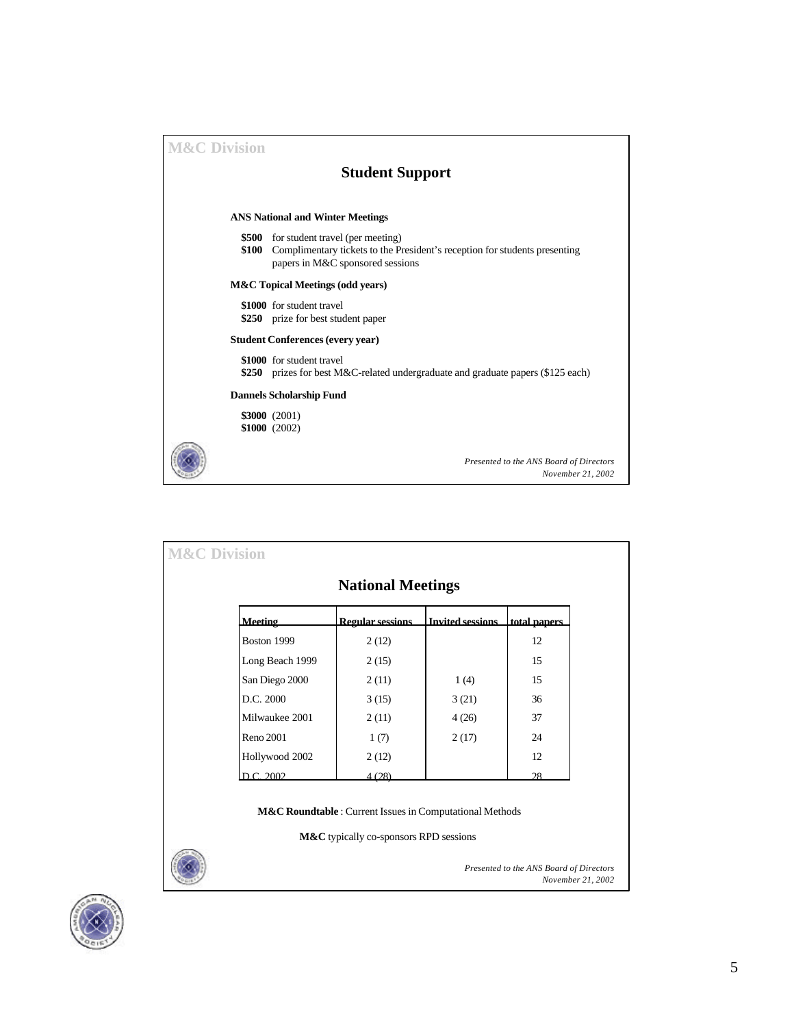M&C Division

## Student Support

**ANS National and Winter Meetings**

**$500** for student travel (per meeting)
**$100** Complimentary tickets to the President's reception for students presenting papers in M&C sponsored sessions

**M&C Topical Meetings (odd years)**

**$1000** for student travel
**$250** prize for best student paper

**Student Conferences (every year)**

**$1000** for student travel
**$250** prizes for best M&C-related undergraduate and graduate papers ($125 each)

**Dannels Scholarship Fund**

**$3000** (2001)
**$1000** (2002)

*Presented to the ANS Board of Directors*
*November 21, 2002*

M&C Division

## National Meetings

| Meeting | Regular sessions | Invited sessions | total papers |
|---|---|---|---|
| Boston 1999 | 2 (12) | | 12 |
| Long Beach 1999 | 2 (15) | | 15 |
| San Diego 2000 | 2 (11) | 1 (4) | 15 |
| D.C. 2000 | 3 (15) | 3 (21) | 36 |
| Milwaukee 2001 | 2 (11) | 4 (26) | 37 |
| Reno 2001 | 1 (7) | 2 (17) | 24 |
| Hollywood 2002 | 2 (12) | | 12 |
| D.C. 2002 | 4 (28) | | 28 |

**M&C Roundtable** : Current Issues in Computational Methods

**M&C** typically co-sponsors RPD sessions

*Presented to the ANS Board of Directors*
*November 21, 2002*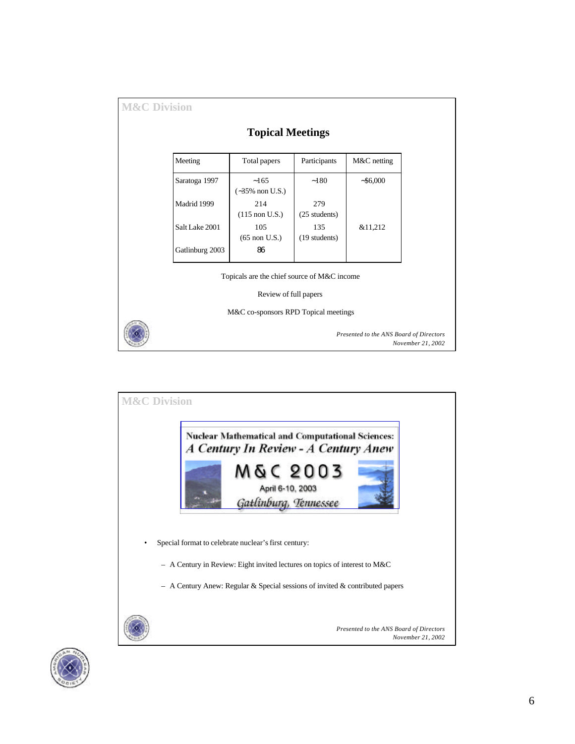## M&C Division

### Topical Meetings

| Meeting | Total papers | Participants | M&C netting |
|---|---|---|---|
| Saratoga 1997 | ~165 (~35% non U.S.) | ~180 | ~$6,000 |
| Madrid 1999 | 214 (115 non U.S.) | 279 (25 students) | |
| Salt Lake 2001 | 105 (65 non U.S.) | 135 (19 students) | &11,212 |
| Gatlinburg 2003 | 86 | | |

Topicals are the chief source of M&C income

Review of full papers

M&C co-sponsors RPD Topical meetings

*Presented to the ANS Board of Directors November 21, 2002*

## M&C Division

**Nuclear Mathematical and Computational Sciences:**
***A Century In Review - A Century Anew***

**M&C 2003**

April 6-10, 2003

*Gatlinburg, Tennessee*

- Special format to celebrate nuclear's first century:
  - A Century in Review: Eight invited lectures on topics of interest to M&C
  - A Century Anew: Regular & Special sessions of invited & contributed papers

*Presented to the ANS Board of Directors November 21, 2002*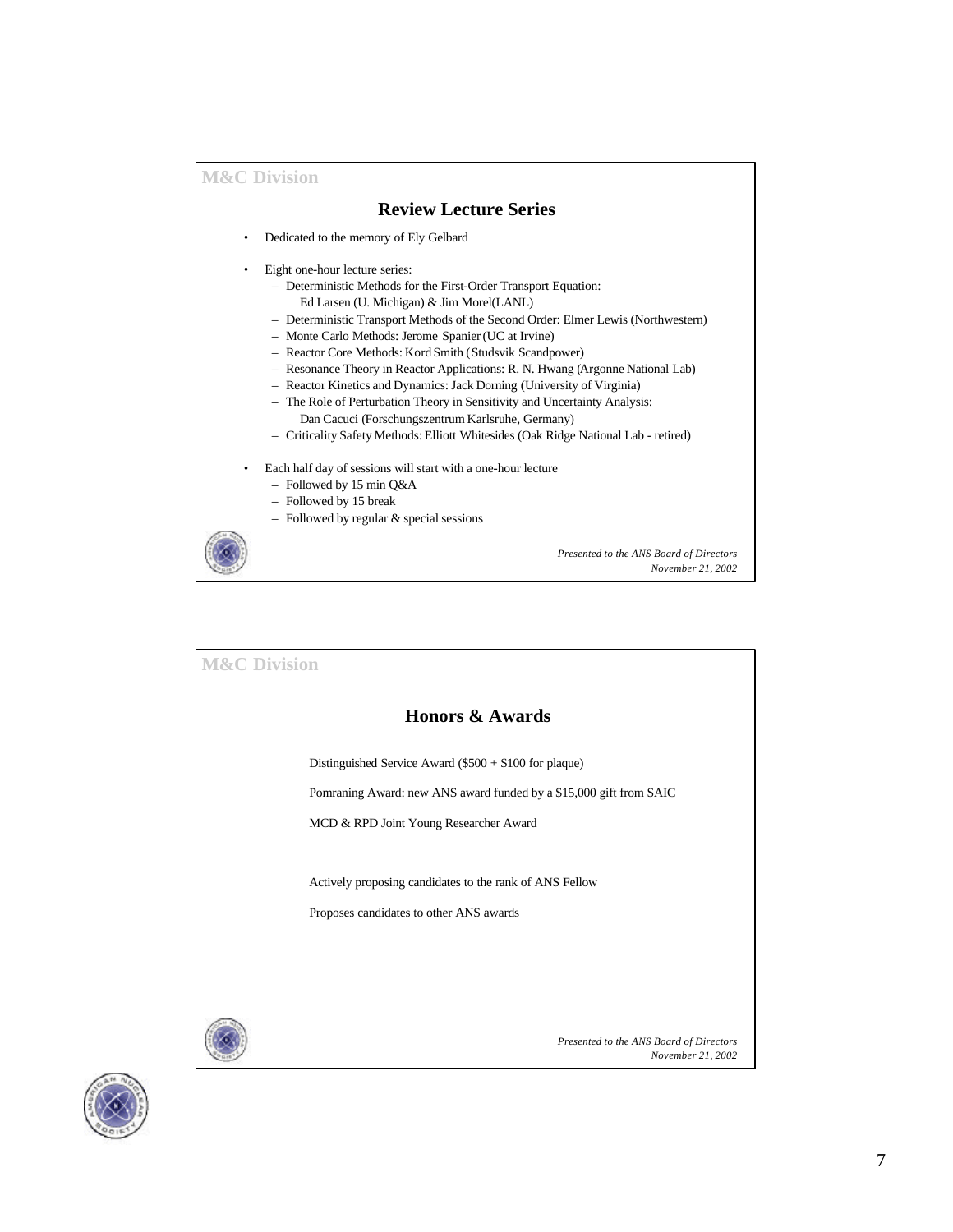M&C Division

## Review Lecture Series

- Dedicated to the memory of Ely Gelbard

- Eight one-hour lecture series:
  - Deterministic Methods for the First-Order Transport Equation: Ed Larsen (U. Michigan) & Jim Morel(LANL)
  - Deterministic Transport Methods of the Second Order: Elmer Lewis (Northwestern)
  - Monte Carlo Methods: Jerome Spanier (UC at Irvine)
  - Reactor Core Methods: Kord Smith (Studsvik Scandpower)
  - Resonance Theory in Reactor Applications: R. N. Hwang (Argonne National Lab)
  - Reactor Kinetics and Dynamics: Jack Dorning (University of Virginia)
  - The Role of Perturbation Theory in Sensitivity and Uncertainty Analysis: Dan Cacuci (Forschungszentrum Karlsruhe, Germany)
  - Criticality Safety Methods: Elliott Whitesides (Oak Ridge National Lab - retired)

- Each half day of sessions will start with a one-hour lecture
  - Followed by 15 min Q&A
  - Followed by 15 break
  - Followed by regular & special sessions

*Presented to the ANS Board of Directors*
*November 21, 2002*

M&C Division

## Honors & Awards

Distinguished Service Award ($500 + $100 for plaque)

Pomraning Award: new ANS award funded by a $15,000 gift from SAIC

MCD & RPD Joint Young Researcher Award

Actively proposing candidates to the rank of ANS Fellow

Proposes candidates to other ANS awards

*Presented to the ANS Board of Directors*
*November 21, 2002*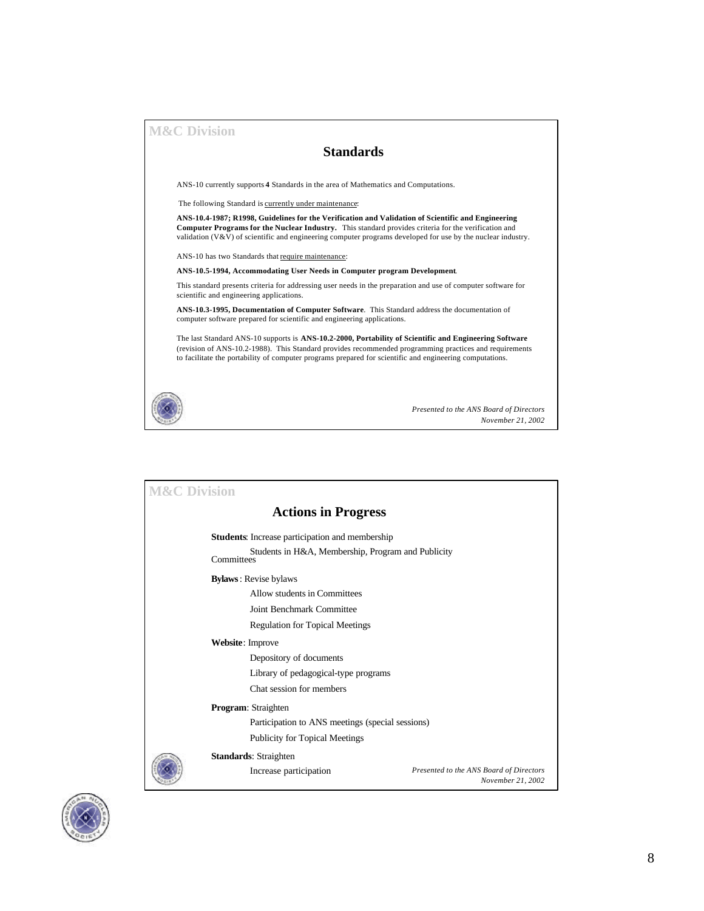M&C Division

## Standards

ANS-10 currently supports **4** Standards in the area of Mathematics and Computations.

The following Standard is currently under maintenance:

**ANS-10.4-1987; R1998, Guidelines for the Verification and Validation of Scientific and Engineering Computer Programs for the Nuclear Industry.** This standard provides criteria for the verification and validation (V&V) of scientific and engineering computer programs developed for use by the nuclear industry.

ANS-10 has two Standards that require maintenance:

**ANS-10.5-1994, Accommodating User Needs in Computer program Development**.

This standard presents criteria for addressing user needs in the preparation and use of computer software for scientific and engineering applications.

**ANS-10.3-1995, Documentation of Computer Software**. This Standard address the documentation of computer software prepared for scientific and engineering applications.

The last Standard ANS-10 supports is **ANS-10.2-2000, Portability of Scientific and Engineering Software** (revision of ANS-10.2-1988). This Standard provides recommended programming practices and requirements to facilitate the portability of computer programs prepared for scientific and engineering computations.

*Presented to the ANS Board of Directors*
*November 21, 2002*

M&C Division

## Actions in Progress

**Students**: Increase participation and membership

- Students in H&A, Membership, Program and Publicity Committees

**Bylaws**: Revise bylaws

- Allow students in Committees
- Joint Benchmark Committee
- Regulation for Topical Meetings

**Website**: Improve

- Depository of documents
- Library of pedagogical-type programs
- Chat session for members

**Program**: Straighten

- Participation to ANS meetings (special sessions)
- Publicity for Topical Meetings

**Standards**: Straighten

- Increase participation

*Presented to the ANS Board of Directors*
*November 21, 2002*